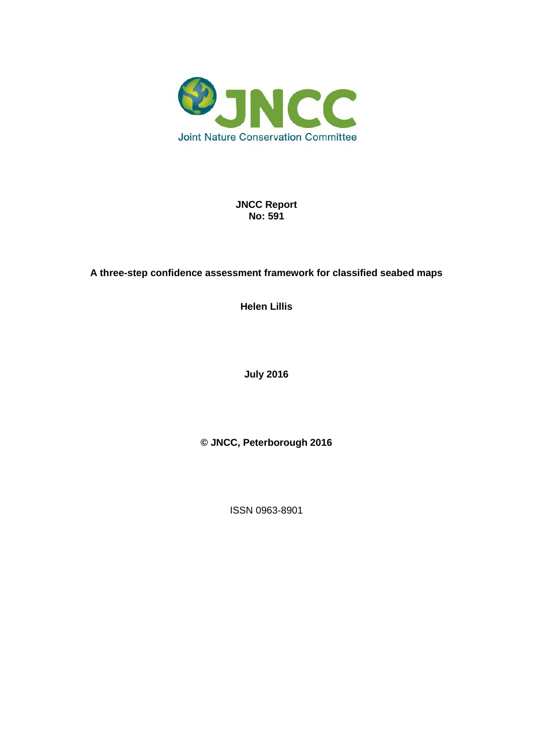JNCC

Joint Nature Conservation Committee

**JNCC Report**
**No: 591**

# A three-step confidence assessment framework for classified seabed maps

**Helen Lillis**

**July 2016**

**© JNCC, Peterborough 2016**

ISSN 0963-8901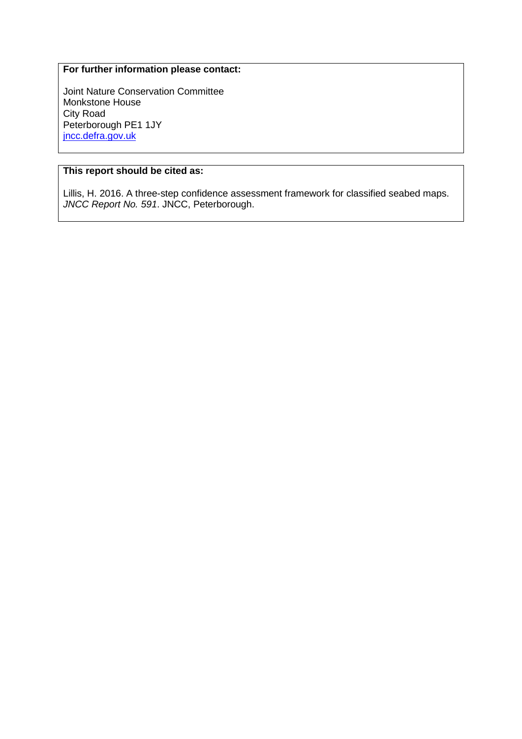**For further information please contact:**

Joint Nature Conservation Committee
Monkstone House
City Road
Peterborough PE1 1JY
[jncc.defra.gov.uk](jncc.defra.gov.uk)

**This report should be cited as:**

Lillis, H. 2016. A three-step confidence assessment framework for classified seabed maps. *JNCC Report No. 591*. JNCC, Peterborough.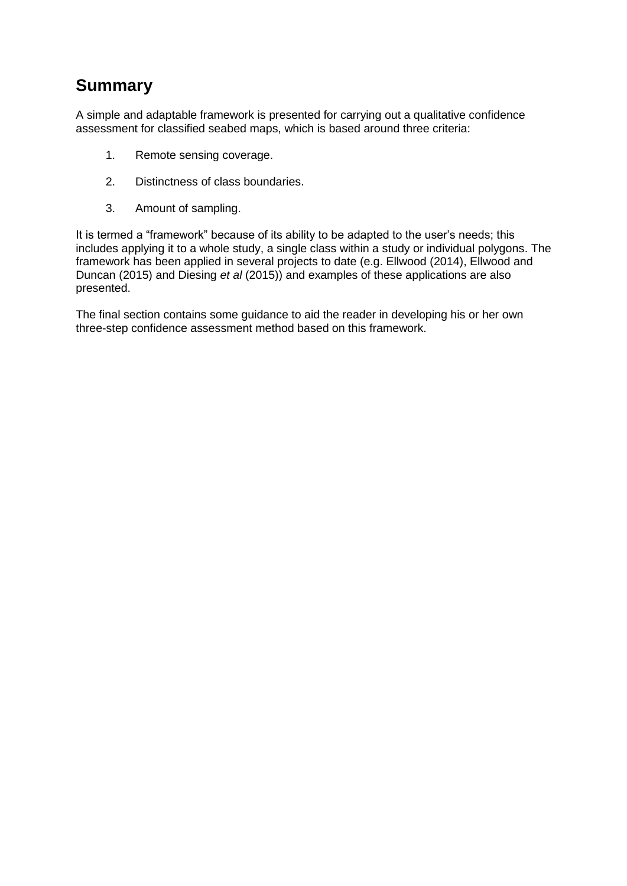# Summary

A simple and adaptable framework is presented for carrying out a qualitative confidence assessment for classified seabed maps, which is based around three criteria:

1. Remote sensing coverage.
2. Distinctness of class boundaries.
3. Amount of sampling.

It is termed a “framework” because of its ability to be adapted to the user’s needs; this includes applying it to a whole study, a single class within a study or individual polygons. The framework has been applied in several projects to date (e.g. Ellwood (2014), Ellwood and Duncan (2015) and Diesing *et al* (2015)) and examples of these applications are also presented.

The final section contains some guidance to aid the reader in developing his or her own three-step confidence assessment method based on this framework.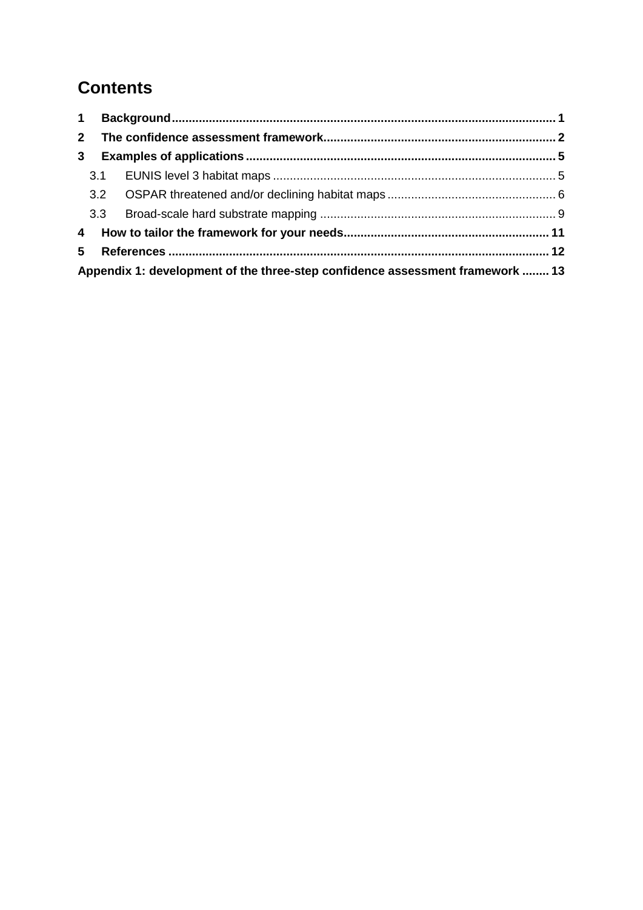# Contents

**1 Background** ... 1

**2 The confidence assessment framework** ... 2

**3 Examples of applications** ... 5

- 3.1 EUNIS level 3 habitat maps ... 5
- 3.2 OSPAR threatened and/or declining habitat maps ... 6
- 3.3 Broad-scale hard substrate mapping ... 9

**4 How to tailor the framework for your needs** ... 11

**5 References** ... 12

**Appendix 1: development of the three-step confidence assessment framework** ... 13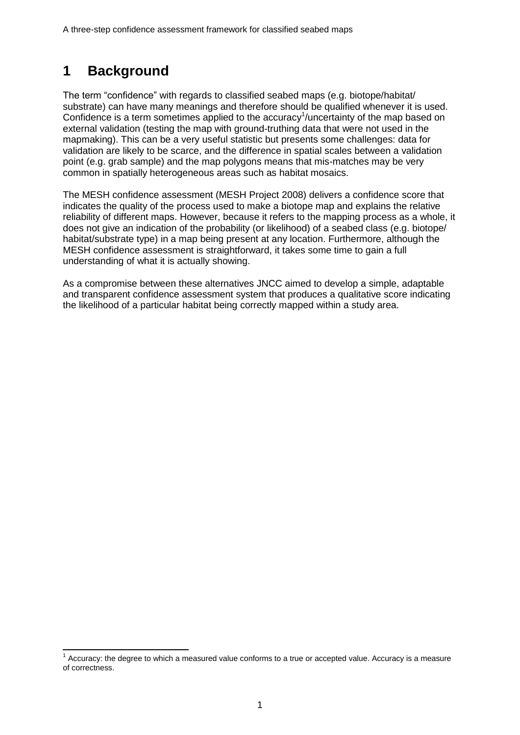# 1 Background

The term "confidence" with regards to classified seabed maps (e.g. biotope/habitat/substrate) can have many meanings and therefore should be qualified whenever it is used. Confidence is a term sometimes applied to the accuracy[1]/uncertainty of the map based on external validation (testing the map with ground-truthing data that were not used in the mapmaking). This can be a very useful statistic but presents some challenges: data for validation are likely to be scarce, and the difference in spatial scales between a validation point (e.g. grab sample) and the map polygons means that mis-matches may be very common in spatially heterogeneous areas such as habitat mosaics.

The MESH confidence assessment (MESH Project 2008) delivers a confidence score that indicates the quality of the process used to make a biotope map and explains the relative reliability of different maps. However, because it refers to the mapping process as a whole, it does not give an indication of the probability (or likelihood) of a seabed class (e.g. biotope/habitat/substrate type) in a map being present at any location. Furthermore, although the MESH confidence assessment is straightforward, it takes some time to gain a full understanding of what it is actually showing.

As a compromise between these alternatives JNCC aimed to develop a simple, adaptable and transparent confidence assessment system that produces a qualitative score indicating the likelihood of a particular habitat being correctly mapped within a study area.

[1] Accuracy: the degree to which a measured value conforms to a true or accepted value. Accuracy is a measure of correctness.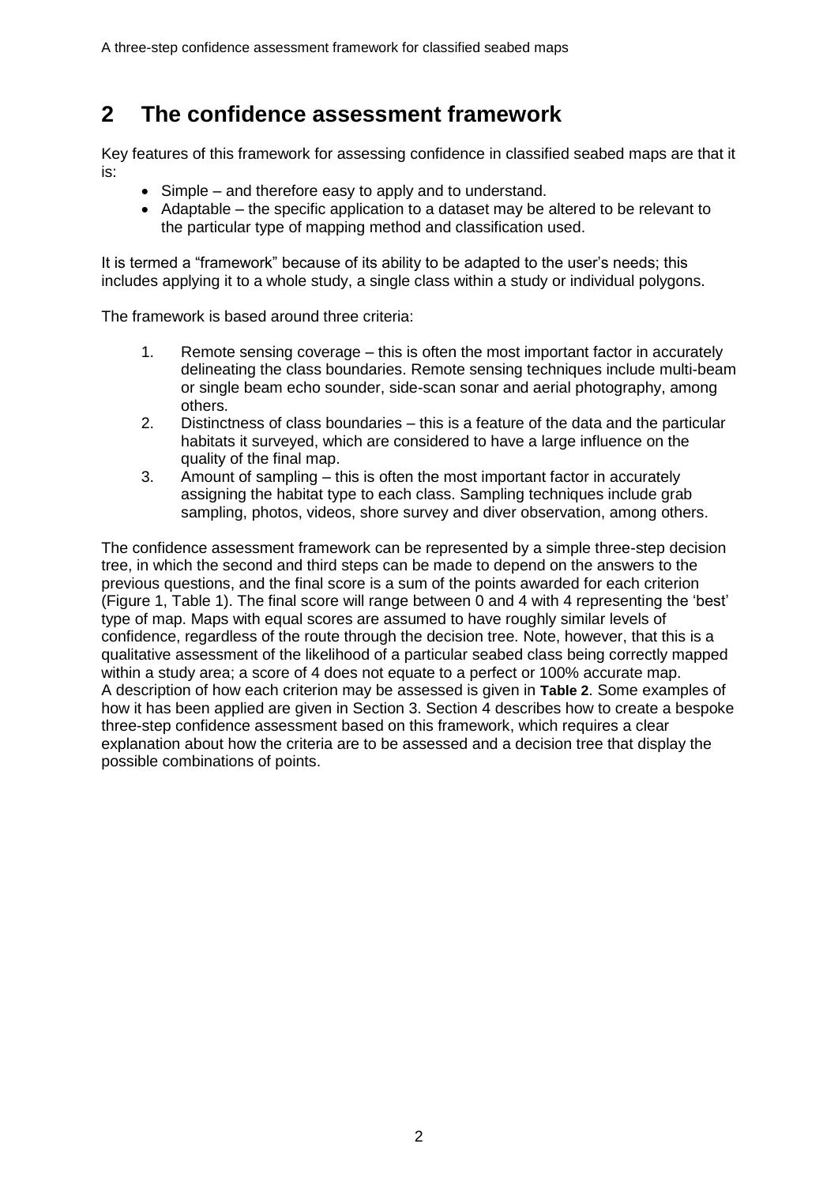## 2 The confidence assessment framework

Key features of this framework for assessing confidence in classified seabed maps are that it is:

- Simple – and therefore easy to apply and to understand.
- Adaptable – the specific application to a dataset may be altered to be relevant to the particular type of mapping method and classification used.

It is termed a "framework" because of its ability to be adapted to the user's needs; this includes applying it to a whole study, a single class within a study or individual polygons.

The framework is based around three criteria:

1. Remote sensing coverage – this is often the most important factor in accurately delineating the class boundaries. Remote sensing techniques include multi-beam or single beam echo sounder, side-scan sonar and aerial photography, among others.
2. Distinctness of class boundaries – this is a feature of the data and the particular habitats it surveyed, which are considered to have a large influence on the quality of the final map.
3. Amount of sampling – this is often the most important factor in accurately assigning the habitat type to each class. Sampling techniques include grab sampling, photos, videos, shore survey and diver observation, among others.

The confidence assessment framework can be represented by a simple three-step decision tree, in which the second and third steps can be made to depend on the answers to the previous questions, and the final score is a sum of the points awarded for each criterion (Figure 1, Table 1). The final score will range between 0 and 4 with 4 representing the 'best' type of map. Maps with equal scores are assumed to have roughly similar levels of confidence, regardless of the route through the decision tree. Note, however, that this is a qualitative assessment of the likelihood of a particular seabed class being correctly mapped within a study area; a score of 4 does not equate to a perfect or 100% accurate map. A description of how each criterion may be assessed is given in **Table 2**. Some examples of how it has been applied are given in Section 3. Section 4 describes how to create a bespoke three-step confidence assessment based on this framework, which requires a clear explanation about how the criteria are to be assessed and a decision tree that display the possible combinations of points.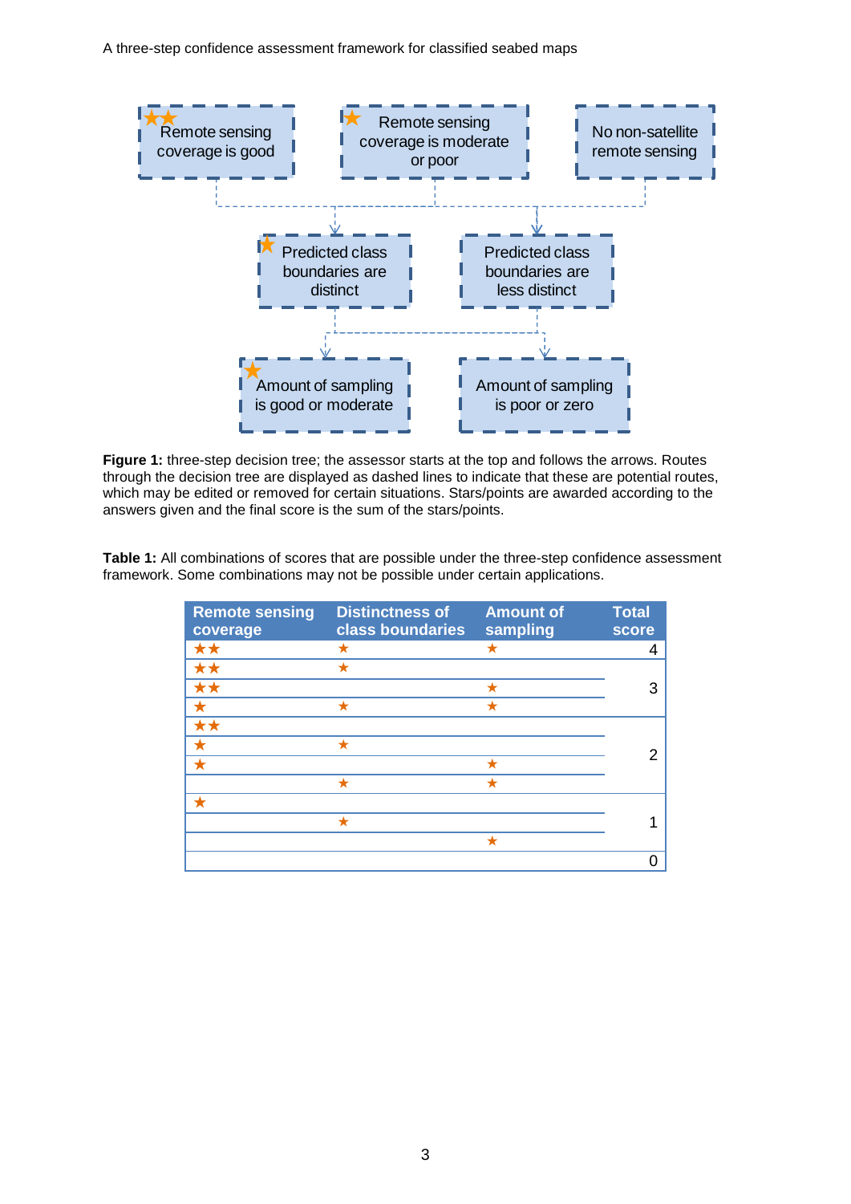★★ Remote sensing coverage is good

★ Remote sensing coverage is moderate or poor

No non-satellite remote sensing

★ Predicted class boundaries are distinct

Predicted class boundaries are less distinct

★ Amount of sampling is good or moderate

Amount of sampling is poor or zero

**Figure 1:** three-step decision tree; the assessor starts at the top and follows the arrows. Routes through the decision tree are displayed as dashed lines to indicate that these are potential routes, which may be edited or removed for certain situations. Stars/points are awarded according to the answers given and the final score is the sum of the stars/points.

**Table 1:** All combinations of scores that are possible under the three-step confidence assessment framework. Some combinations may not be possible under certain applications.

| Remote sensing coverage | Distinctness of class boundaries | Amount of sampling | Total score |
|---|---|---|---|
| ★★ | ★ | ★ | 4 |
| ★★ | ★ | | 3 |
| ★★ | | ★ | 3 |
| ★ | ★ | ★ | 3 |
| ★★ | | | 2 |
| ★ | ★ | | 2 |
| ★ | | ★ | 2 |
| | ★ | ★ | 2 |
| ★ | | | 1 |
| | ★ | | 1 |
| | | ★ | 1 |
| | | | 0 |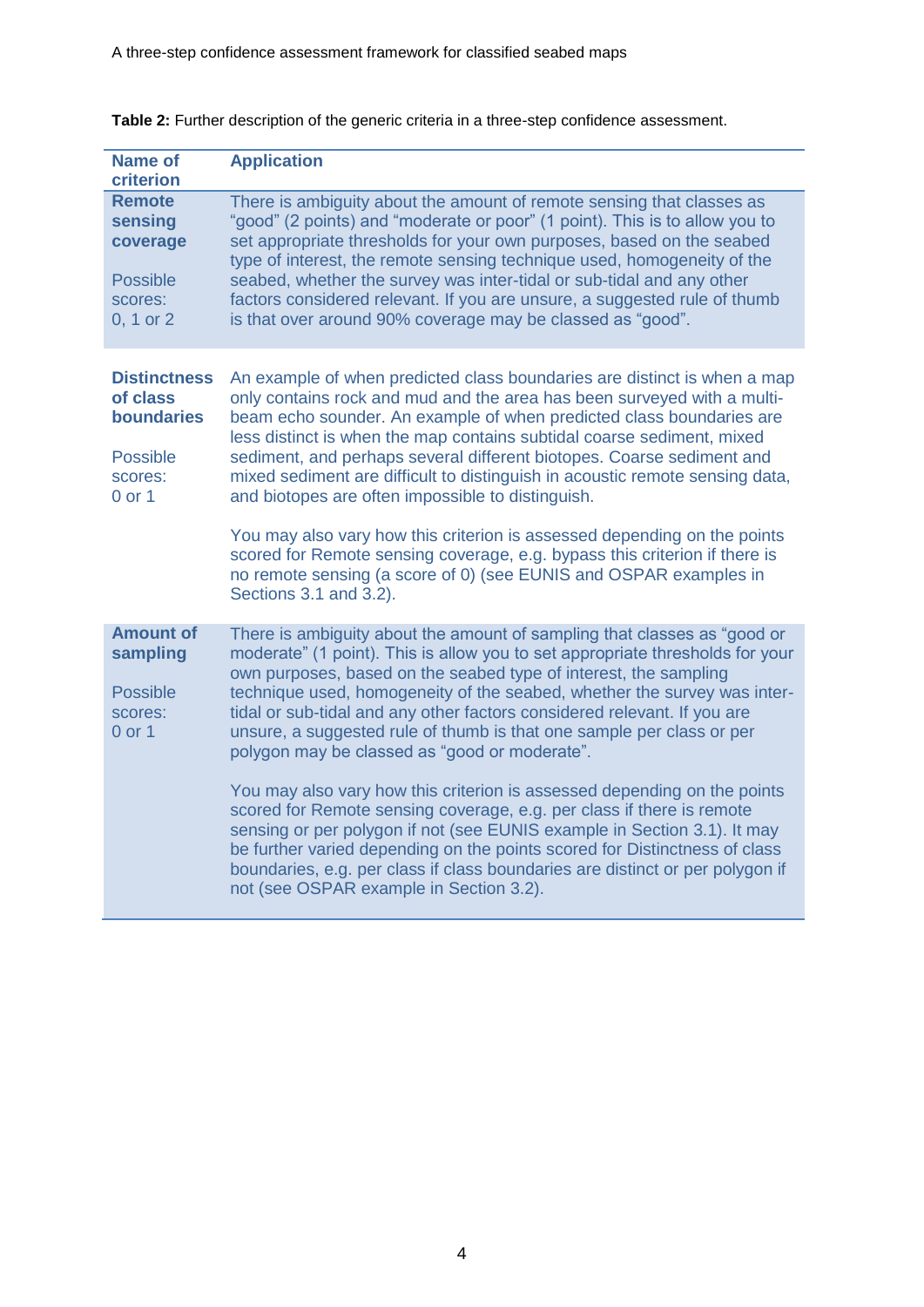**Table 2:** Further description of the generic criteria in a three-step confidence assessment.

| Name of criterion | Application |
|---|---|
| **Remote sensing coverage**<br><br>Possible scores: 0, 1 or 2 | There is ambiguity about the amount of remote sensing that classes as "good" (2 points) and "moderate or poor" (1 point). This is to allow you to set appropriate thresholds for your own purposes, based on the seabed type of interest, the remote sensing technique used, homogeneity of the seabed, whether the survey was inter-tidal or sub-tidal and any other factors considered relevant. If you are unsure, a suggested rule of thumb is that over around 90% coverage may be classed as "good". |
| **Distinctness of class boundaries**<br><br>Possible scores: 0 or 1 | An example of when predicted class boundaries are distinct is when a map only contains rock and mud and the area has been surveyed with a multi-beam echo sounder. An example of when predicted class boundaries are less distinct is when the map contains subtidal coarse sediment, mixed sediment, and perhaps several different biotopes. Coarse sediment and mixed sediment are difficult to distinguish in acoustic remote sensing data, and biotopes are often impossible to distinguish.<br><br>You may also vary how this criterion is assessed depending on the points scored for Remote sensing coverage, e.g. bypass this criterion if there is no remote sensing (a score of 0) (see EUNIS and OSPAR examples in Sections 3.1 and 3.2). |
| **Amount of sampling**<br><br>Possible scores: 0 or 1 | There is ambiguity about the amount of sampling that classes as "good or moderate" (1 point). This is allow you to set appropriate thresholds for your own purposes, based on the seabed type of interest, the sampling technique used, homogeneity of the seabed, whether the survey was inter-tidal or sub-tidal and any other factors considered relevant. If you are unsure, a suggested rule of thumb is that one sample per class or per polygon may be classed as "good or moderate".<br><br>You may also vary how this criterion is assessed depending on the points scored for Remote sensing coverage, e.g. per class if there is remote sensing or per polygon if not (see EUNIS example in Section 3.1). It may be further varied depending on the points scored for Distinctness of class boundaries, e.g. per class if class boundaries are distinct or per polygon if not (see OSPAR example in Section 3.2). |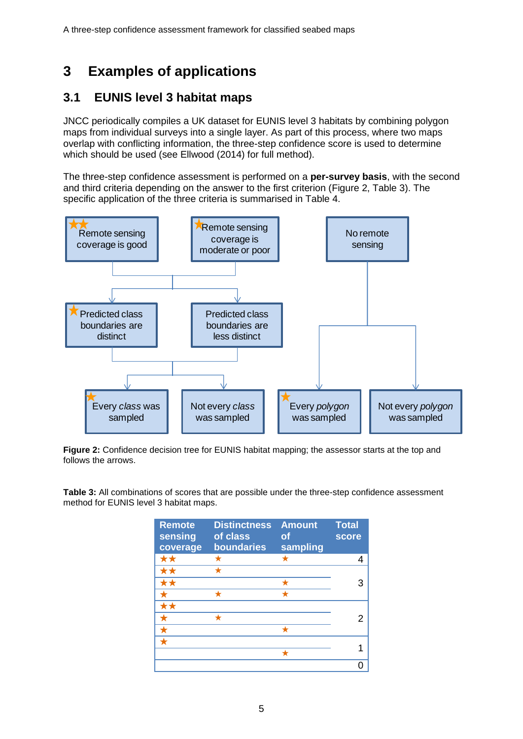# 3 Examples of applications

## 3.1 EUNIS level 3 habitat maps

JNCC periodically compiles a UK dataset for EUNIS level 3 habitats by combining polygon maps from individual surveys into a single layer. As part of this process, where two maps overlap with conflicting information, the three-step confidence score is used to determine which should be used (see Ellwood (2014) for full method).

The three-step confidence assessment is performed on a **per-survey basis**, with the second and third criteria depending on the answer to the first criterion (Figure 2, Table 3). The specific application of the three criteria is summarised in Table 4.

- ★★ Remote sensing coverage is good
- ★ Remote sensing coverage is moderate or poor
- No remote sensing

Remote sensing coverage is good / moderate or poor →

- ★ Predicted class boundaries are distinct
- Predicted class boundaries are less distinct

Predicted class boundaries are distinct / less distinct →

- ★ Every *class* was sampled
- Not every *class* was sampled

No remote sensing →

- ★ Every *polygon* was sampled
- Not every *polygon* was sampled

**Figure 2:** Confidence decision tree for EUNIS habitat mapping; the assessor starts at the top and follows the arrows.

**Table 3:** All combinations of scores that are possible under the three-step confidence assessment method for EUNIS level 3 habitat maps.

| Remote sensing coverage | Distinctness of class boundaries | Amount of sampling | Total score |
|---|---|---|---|
| ★★ | ★ | ★ | 4 |
| ★★ | ★ | | 3 |
| ★★ | | ★ | |
| ★ | ★ | ★ | |
| ★★ | | | 2 |
| ★ | ★ | | |
| ★ | | ★ | |
| ★ | | | 1 |
| | | ★ | |
| | | | 0 |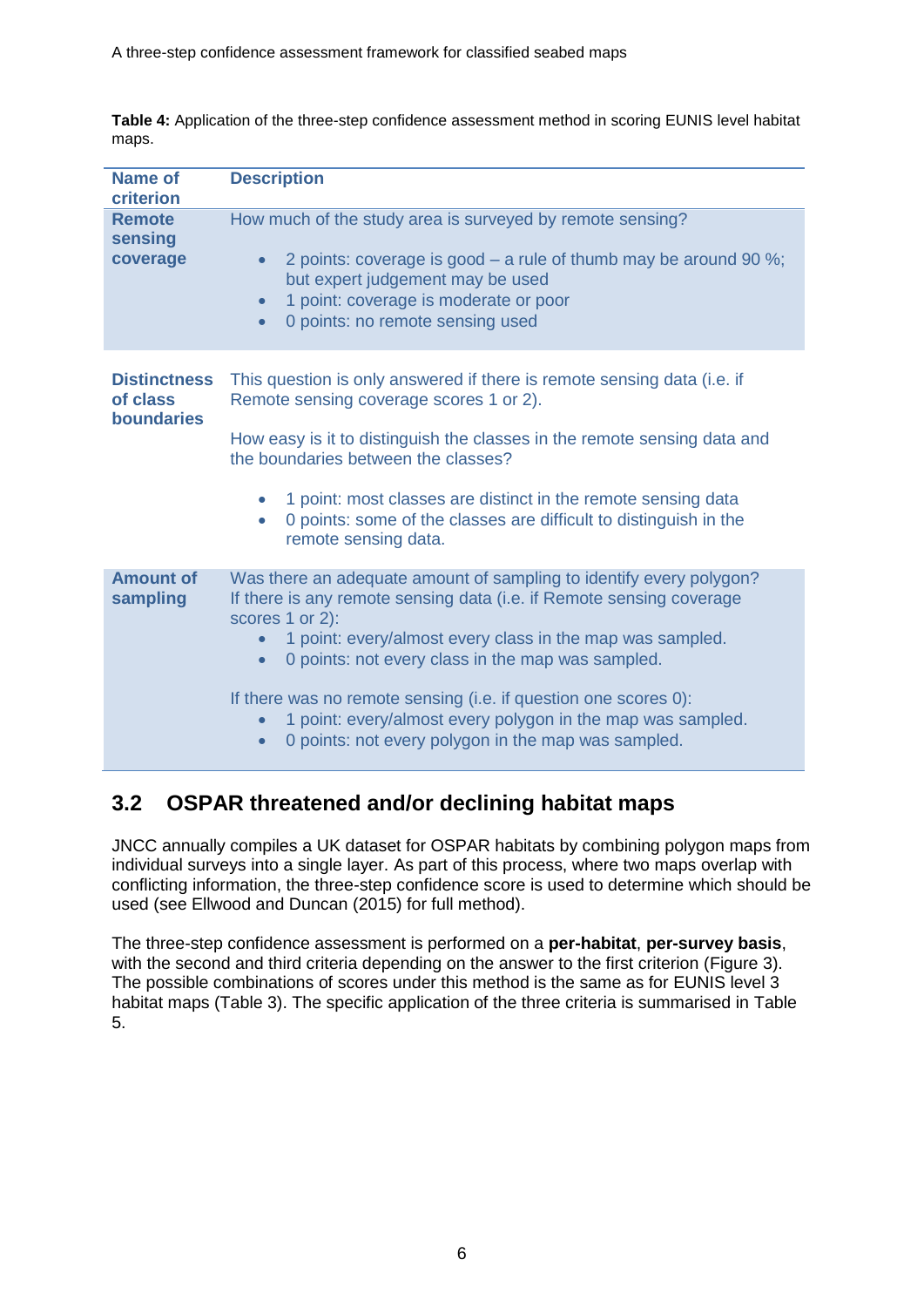**Table 4:** Application of the three-step confidence assessment method in scoring EUNIS level habitat maps.

| Name of criterion | Description |
|---|---|
| **Remote sensing coverage** | How much of the study area is surveyed by remote sensing?<br><br>• 2 points: coverage is good – a rule of thumb may be around 90 %; but expert judgement may be used<br>• 1 point: coverage is moderate or poor<br>• 0 points: no remote sensing used |
| **Distinctness of class boundaries** | This question is only answered if there is remote sensing data (i.e. if Remote sensing coverage scores 1 or 2).<br><br>How easy is it to distinguish the classes in the remote sensing data and the boundaries between the classes?<br><br>• 1 point: most classes are distinct in the remote sensing data<br>• 0 points: some of the classes are difficult to distinguish in the remote sensing data. |
| **Amount of sampling** | Was there an adequate amount of sampling to identify every polygon? If there is any remote sensing data (i.e. if Remote sensing coverage scores 1 or 2):<br>• 1 point: every/almost every class in the map was sampled.<br>• 0 points: not every class in the map was sampled.<br><br>If there was no remote sensing (i.e. if question one scores 0):<br>• 1 point: every/almost every polygon in the map was sampled.<br>• 0 points: not every polygon in the map was sampled. |

## 3.2 OSPAR threatened and/or declining habitat maps

JNCC annually compiles a UK dataset for OSPAR habitats by combining polygon maps from individual surveys into a single layer. As part of this process, where two maps overlap with conflicting information, the three-step confidence score is used to determine which should be used (see Ellwood and Duncan (2015) for full method).

The three-step confidence assessment is performed on a **per-habitat**, **per-survey basis**, with the second and third criteria depending on the answer to the first criterion (Figure 3). The possible combinations of scores under this method is the same as for EUNIS level 3 habitat maps (Table 3). The specific application of the three criteria is summarised in Table 5.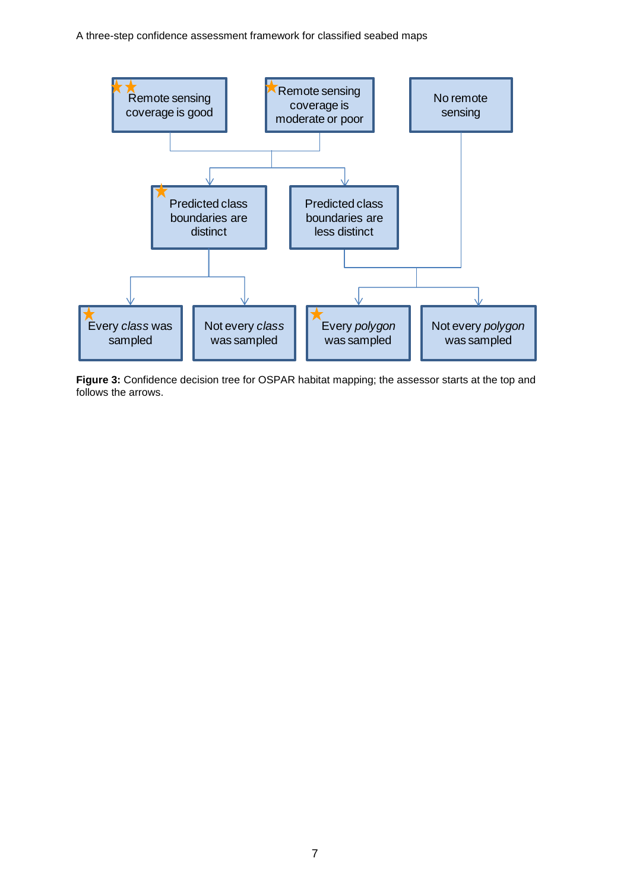- ★★ Remote sensing coverage is good
- ★ Remote sensing coverage is moderate or poor
- No remote sensing
- ★ Predicted class boundaries are distinct
- Predicted class boundaries are less distinct
- ★ Every *class* was sampled
- Not every *class* was sampled
- ★ Every *polygon* was sampled
- Not every *polygon* was sampled

**Figure 3:** Confidence decision tree for OSPAR habitat mapping; the assessor starts at the top and follows the arrows.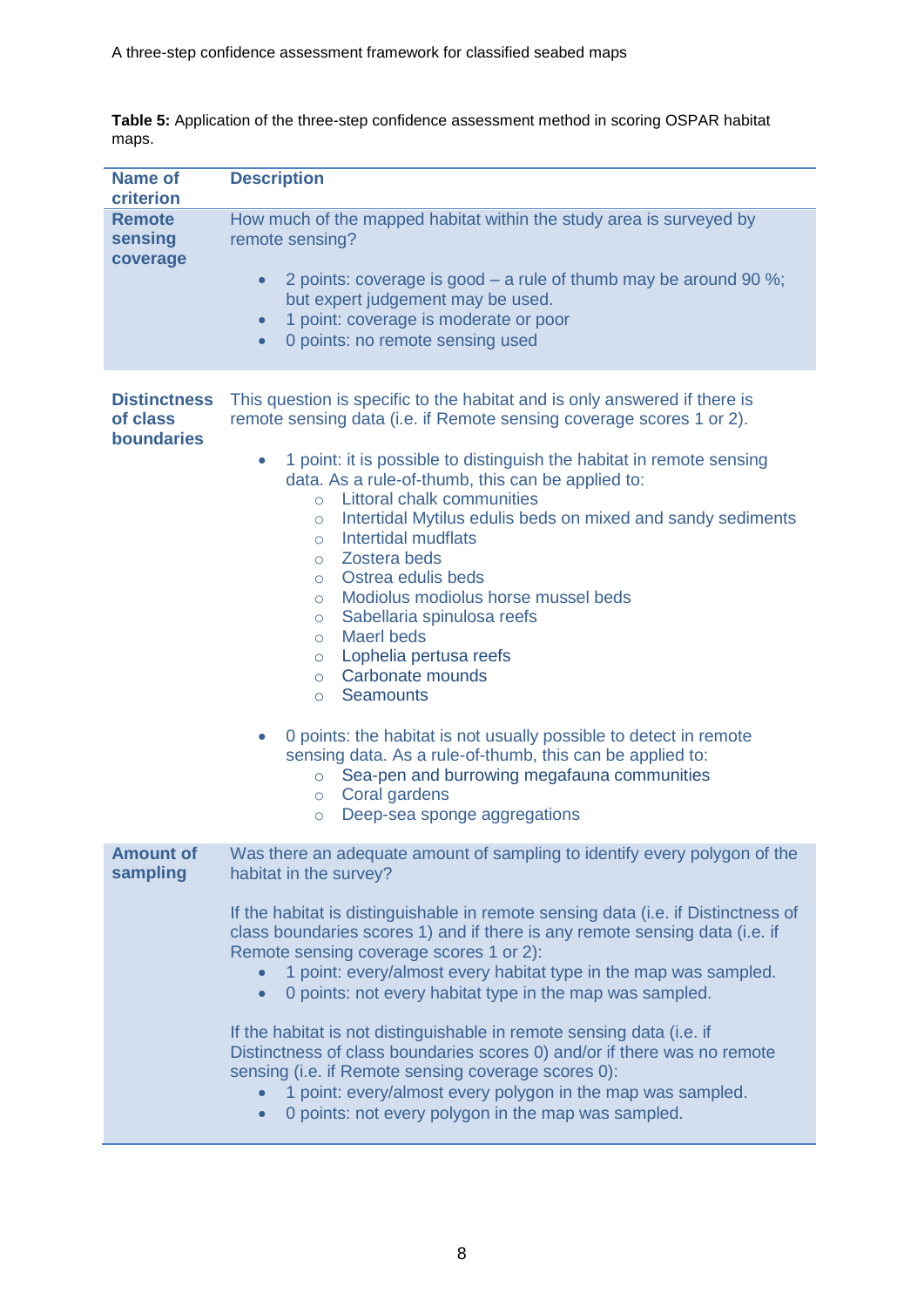**Table 5:** Application of the three-step confidence assessment method in scoring OSPAR habitat maps.

| Name of criterion | Description |
|---|---|
| **Remote sensing coverage** | How much of the mapped habitat within the study area is surveyed by remote sensing?<br><br>• 2 points: coverage is good – a rule of thumb may be around 90 %; but expert judgement may be used.<br>• 1 point: coverage is moderate or poor<br>• 0 points: no remote sensing used |
| **Distinctness of class boundaries** | This question is specific to the habitat and is only answered if there is remote sensing data (i.e. if Remote sensing coverage scores 1 or 2).<br><br>• 1 point: it is possible to distinguish the habitat in remote sensing data. As a rule-of-thumb, this can be applied to:<br>  ○ Littoral chalk communities<br>  ○ Intertidal Mytilus edulis beds on mixed and sandy sediments<br>  ○ Intertidal mudflats<br>  ○ Zostera beds<br>  ○ Ostrea edulis beds<br>  ○ Modiolus modiolus horse mussel beds<br>  ○ Sabellaria spinulosa reefs<br>  ○ Maerl beds<br>  ○ Lophelia pertusa reefs<br>  ○ Carbonate mounds<br>  ○ Seamounts<br><br>• 0 points: the habitat is not usually possible to detect in remote sensing data. As a rule-of-thumb, this can be applied to:<br>  ○ Sea-pen and burrowing megafauna communities<br>  ○ Coral gardens<br>  ○ Deep-sea sponge aggregations |
| **Amount of sampling** | Was there an adequate amount of sampling to identify every polygon of the habitat in the survey?<br><br>If the habitat is distinguishable in remote sensing data (i.e. if Distinctness of class boundaries scores 1) and if there is any remote sensing data (i.e. if Remote sensing coverage scores 1 or 2):<br>• 1 point: every/almost every habitat type in the map was sampled.<br>• 0 points: not every habitat type in the map was sampled.<br><br>If the habitat is not distinguishable in remote sensing data (i.e. if Distinctness of class boundaries scores 0) and/or if there was no remote sensing (i.e. if Remote sensing coverage scores 0):<br>• 1 point: every/almost every polygon in the map was sampled.<br>• 0 points: not every polygon in the map was sampled. |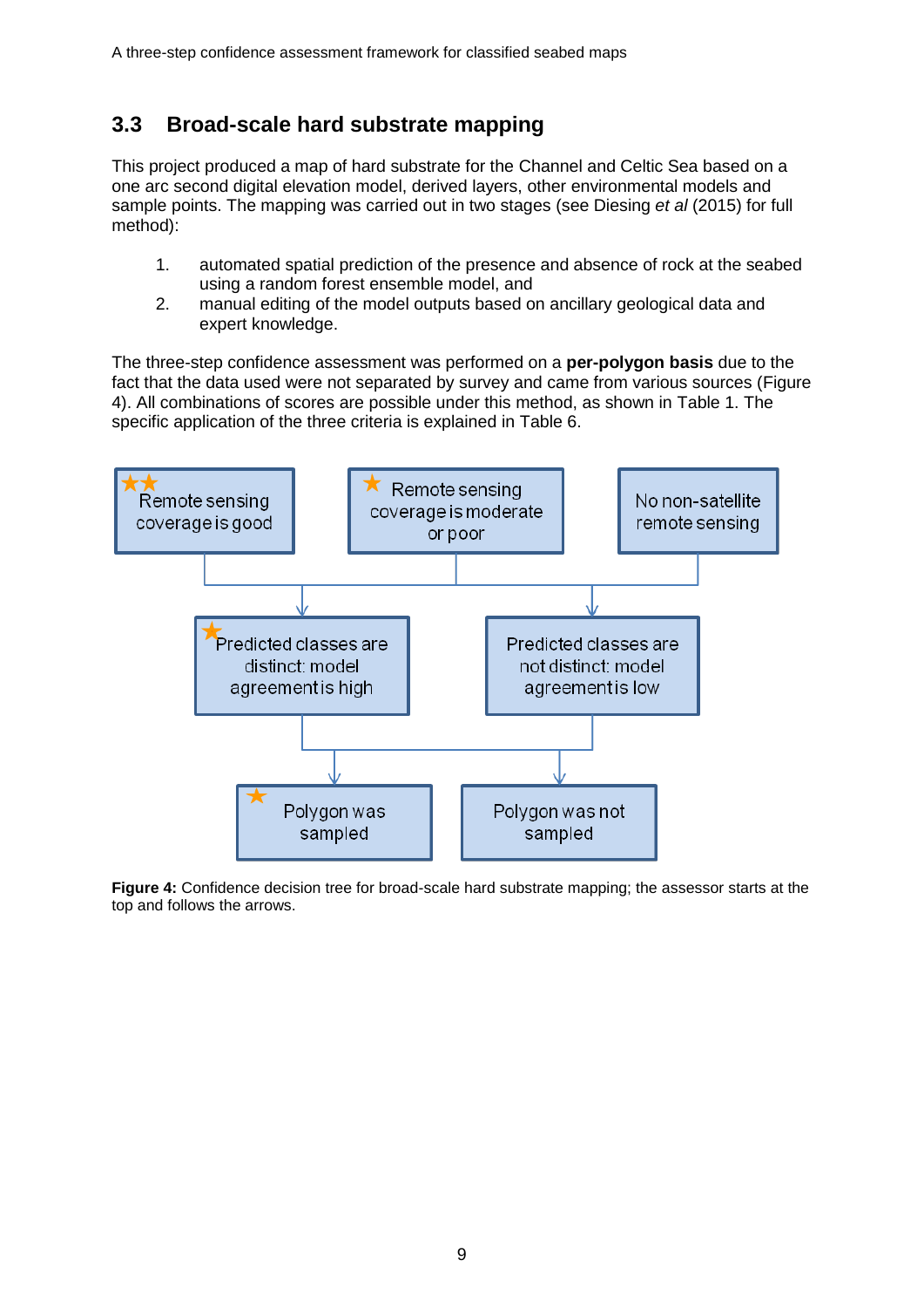## 3.3 Broad-scale hard substrate mapping

This project produced a map of hard substrate for the Channel and Celtic Sea based on a one arc second digital elevation model, derived layers, other environmental models and sample points. The mapping was carried out in two stages (see Diesing *et al* (2015) for full method):

1. automated spatial prediction of the presence and absence of rock at the seabed using a random forest ensemble model, and
2. manual editing of the model outputs based on ancillary geological data and expert knowledge.

The three-step confidence assessment was performed on a **per-polygon basis** due to the fact that the data used were not separated by survey and came from various sources (Figure 4). All combinations of scores are possible under this method, as shown in Table 1. The specific application of the three criteria is explained in Table 6.

★★ Remote sensing coverage is good

★ Remote sensing coverage is moderate or poor

No non-satellite remote sensing

★ Predicted classes are distinct: model agreement is high

Predicted classes are not distinct: model agreement is low

★ Polygon was sampled

Polygon was not sampled

**Figure 4:** Confidence decision tree for broad-scale hard substrate mapping; the assessor starts at the top and follows the arrows.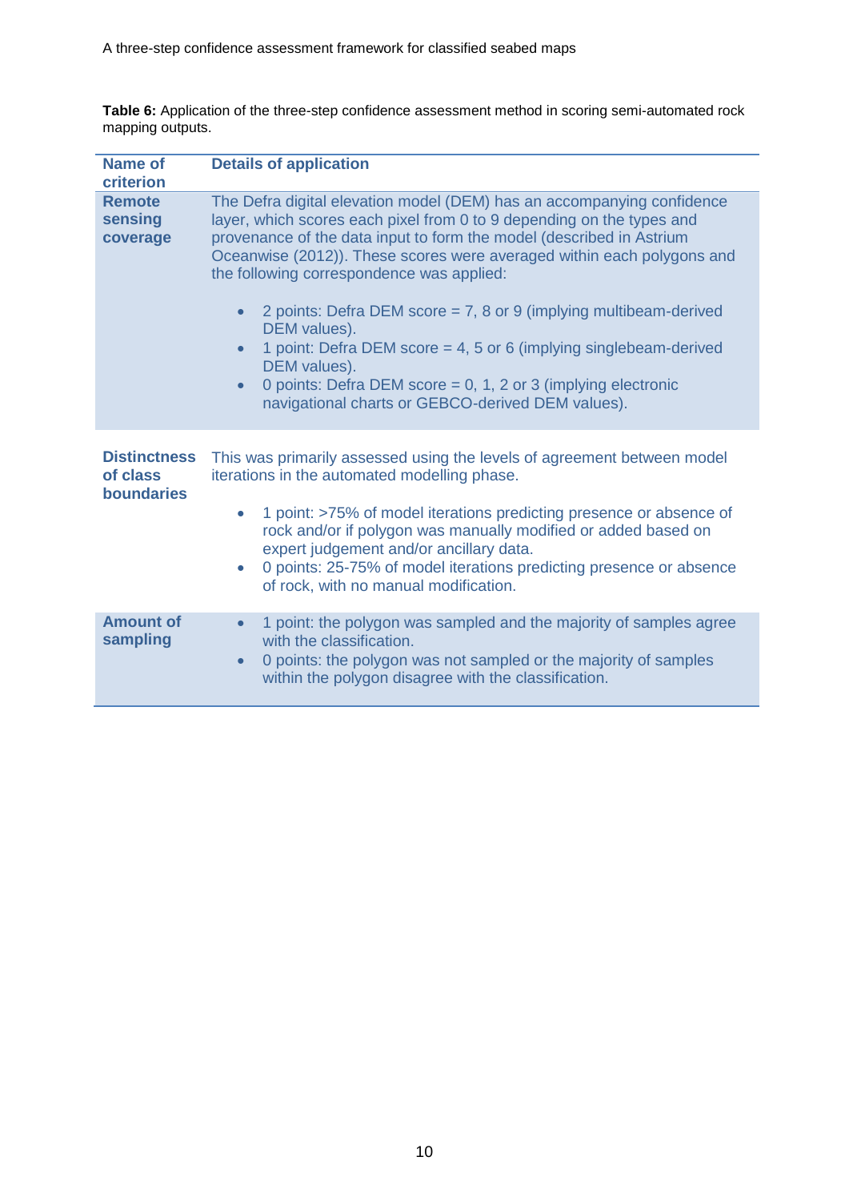**Table 6:** Application of the three-step confidence assessment method in scoring semi-automated rock mapping outputs.

| Name of criterion | Details of application |
|---|---|
| **Remote sensing coverage** | The Defra digital elevation model (DEM) has an accompanying confidence layer, which scores each pixel from 0 to 9 depending on the types and provenance of the data input to form the model (described in Astrium Oceanwise (2012)). These scores were averaged within each polygons and the following correspondence was applied:<br>• 2 points: Defra DEM score = 7, 8 or 9 (implying multibeam-derived DEM values).<br>• 1 point: Defra DEM score = 4, 5 or 6 (implying singlebeam-derived DEM values).<br>• 0 points: Defra DEM score = 0, 1, 2 or 3 (implying electronic navigational charts or GEBCO-derived DEM values). |
| **Distinctness of class boundaries** | This was primarily assessed using the levels of agreement between model iterations in the automated modelling phase.<br>• 1 point: >75% of model iterations predicting presence or absence of rock and/or if polygon was manually modified or added based on expert judgement and/or ancillary data.<br>• 0 points: 25-75% of model iterations predicting presence or absence of rock, with no manual modification. |
| **Amount of sampling** | • 1 point: the polygon was sampled and the majority of samples agree with the classification.<br>• 0 points: the polygon was not sampled or the majority of samples within the polygon disagree with the classification. |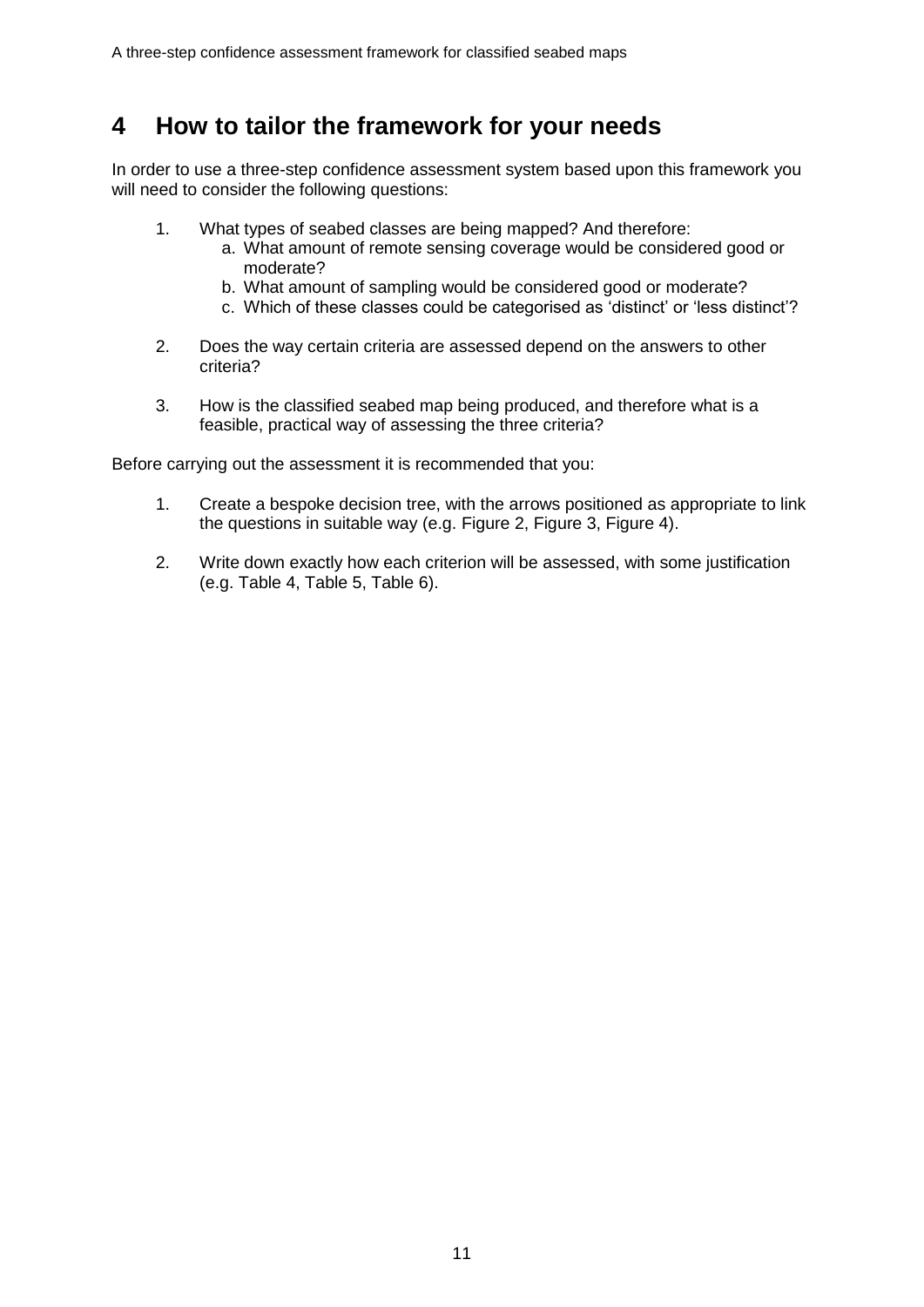# 4 How to tailor the framework for your needs

In order to use a three-step confidence assessment system based upon this framework you will need to consider the following questions:

1. What types of seabed classes are being mapped? And therefore:
    a. What amount of remote sensing coverage would be considered good or moderate?
    b. What amount of sampling would be considered good or moderate?
    c. Which of these classes could be categorised as 'distinct' or 'less distinct'?

2. Does the way certain criteria are assessed depend on the answers to other criteria?

3. How is the classified seabed map being produced, and therefore what is a feasible, practical way of assessing the three criteria?

Before carrying out the assessment it is recommended that you:

1. Create a bespoke decision tree, with the arrows positioned as appropriate to link the questions in suitable way (e.g. Figure 2, Figure 3, Figure 4).

2. Write down exactly how each criterion will be assessed, with some justification (e.g. Table 4, Table 5, Table 6).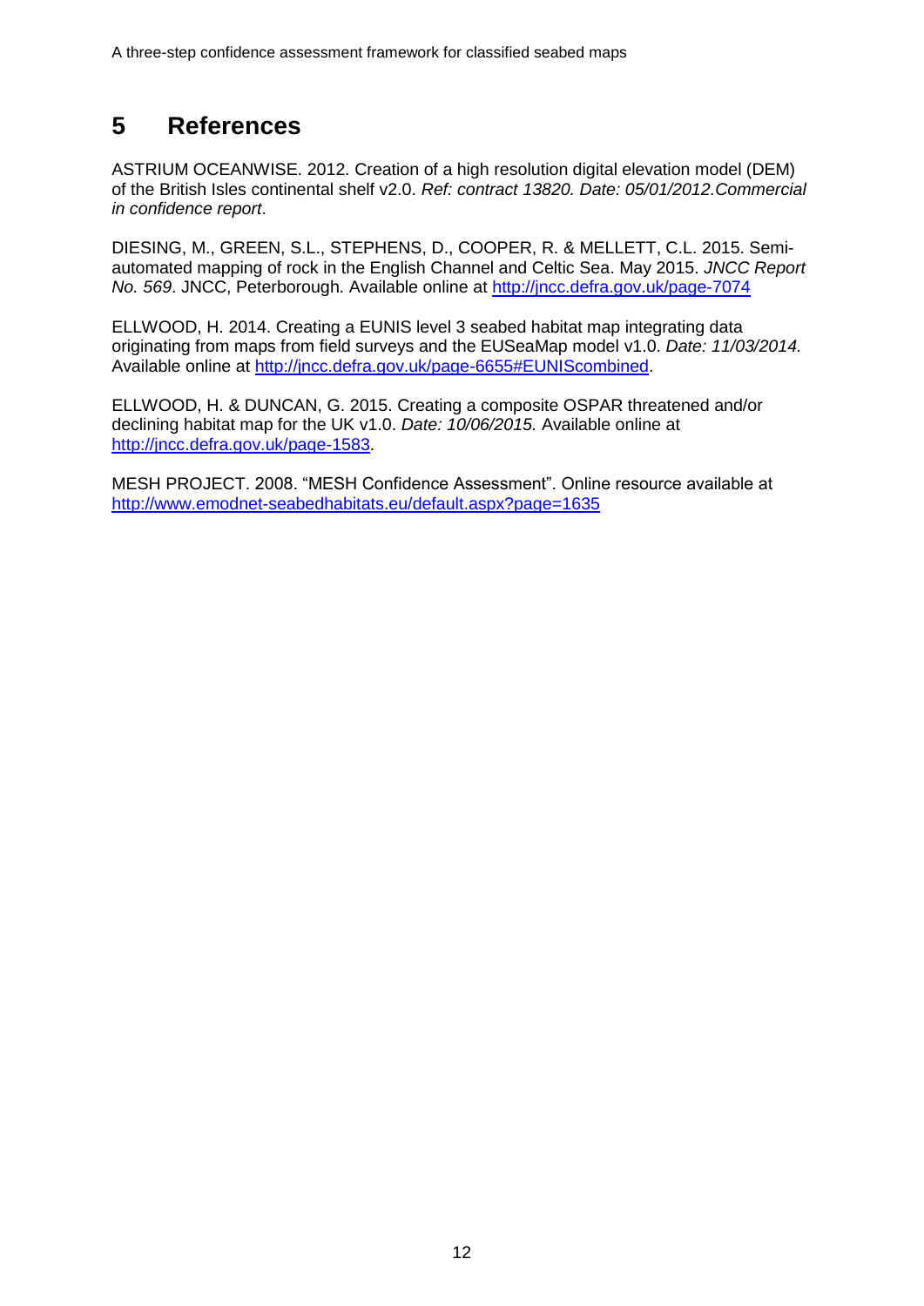# 5 References

ASTRIUM OCEANWISE. 2012. Creation of a high resolution digital elevation model (DEM) of the British Isles continental shelf v2.0. *Ref: contract 13820. Date: 05/01/2012.Commercial in confidence report*.

DIESING, M., GREEN, S.L., STEPHENS, D., COOPER, R. & MELLETT, C.L. 2015. Semi-automated mapping of rock in the English Channel and Celtic Sea. May 2015. *JNCC Report No. 569*. JNCC, Peterborough. Available online at [http://jncc.defra.gov.uk/page-7074](http://jncc.defra.gov.uk/page-7074)

ELLWOOD, H. 2014. Creating a EUNIS level 3 seabed habitat map integrating data originating from maps from field surveys and the EUSeaMap model v1.0. *Date: 11/03/2014.* Available online at [http://jncc.defra.gov.uk/page-6655#EUNIScombined](http://jncc.defra.gov.uk/page-6655#EUNIScombined).

ELLWOOD, H. & DUNCAN, G. 2015. Creating a composite OSPAR threatened and/or declining habitat map for the UK v1.0. *Date: 10/06/2015.* Available online at [http://jncc.defra.gov.uk/page-1583](http://jncc.defra.gov.uk/page-1583).

MESH PROJECT. 2008. “MESH Confidence Assessment”. Online resource available at [http://www.emodnet-seabedhabitats.eu/default.aspx?page=1635](http://www.emodnet-seabedhabitats.eu/default.aspx?page=1635)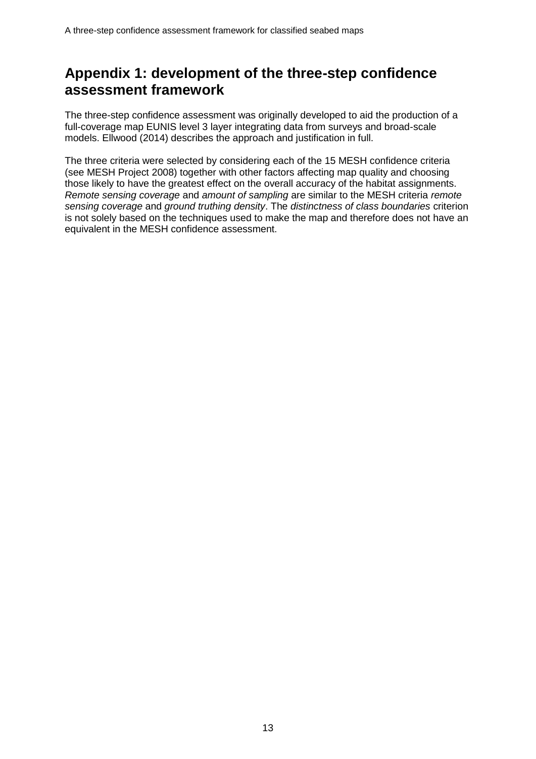# Appendix 1: development of the three-step confidence assessment framework

The three-step confidence assessment was originally developed to aid the production of a full-coverage map EUNIS level 3 layer integrating data from surveys and broad-scale models. Ellwood (2014) describes the approach and justification in full.

The three criteria were selected by considering each of the 15 MESH confidence criteria (see MESH Project 2008) together with other factors affecting map quality and choosing those likely to have the greatest effect on the overall accuracy of the habitat assignments. *Remote sensing coverage* and *amount of sampling* are similar to the MESH criteria *remote sensing coverage* and *ground truthing density*. The *distinctness of class boundaries* criterion is not solely based on the techniques used to make the map and therefore does not have an equivalent in the MESH confidence assessment.